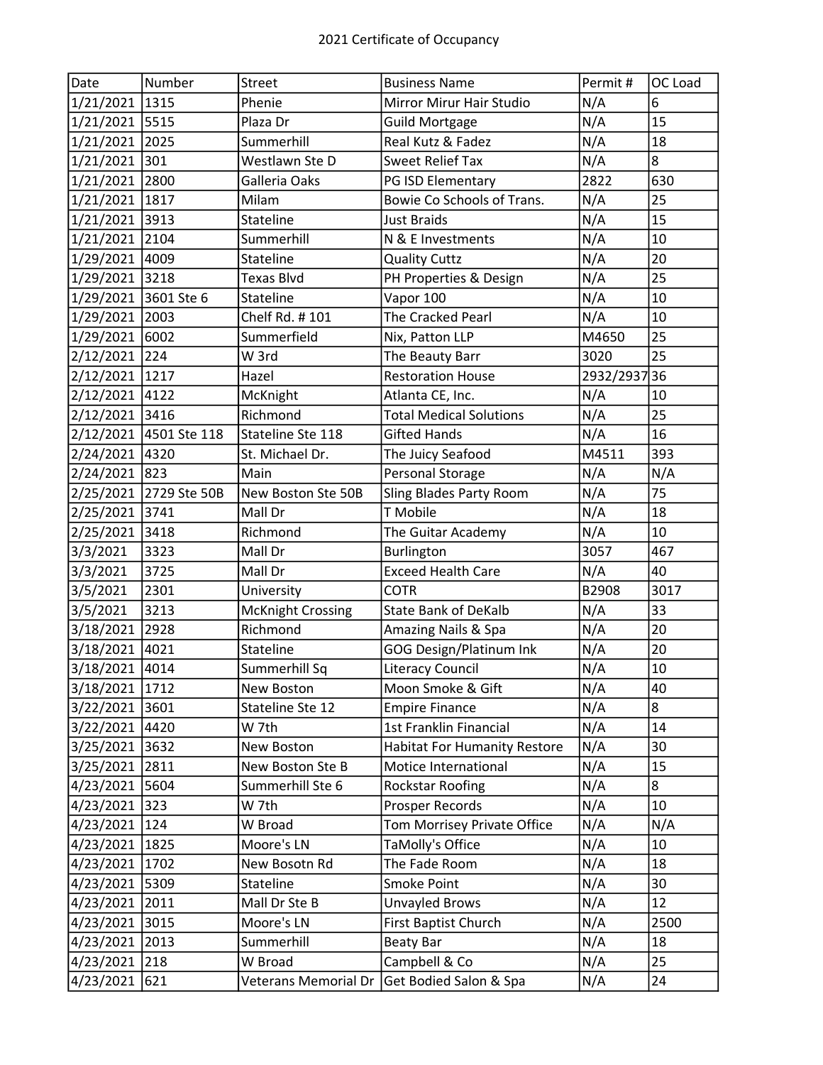# 2021 Certificate of Occupancy

| Date | Number | Street | Business Name | Permit # | OC Load |
|---|---|---|---|---|---|
| 1/21/2021 | 1315 | Phenie | Mirror Mirur Hair Studio | N/A | 6 |
| 1/21/2021 | 5515 | Plaza Dr | Guild Mortgage | N/A | 15 |
| 1/21/2021 | 2025 | Summerhill | Real Kutz & Fadez | N/A | 18 |
| 1/21/2021 | 301 | Westlawn Ste D | Sweet Relief Tax | N/A | 8 |
| 1/21/2021 | 2800 | Galleria Oaks | PG ISD Elementary | 2822 | 630 |
| 1/21/2021 | 1817 | Milam | Bowie Co Schools of Trans. | N/A | 25 |
| 1/21/2021 | 3913 | Stateline | Just Braids | N/A | 15 |
| 1/21/2021 | 2104 | Summerhill | N & E Investments | N/A | 10 |
| 1/29/2021 | 4009 | Stateline | Quality Cuttz | N/A | 20 |
| 1/29/2021 | 3218 | Texas Blvd | PH Properties & Design | N/A | 25 |
| 1/29/2021 | 3601 Ste 6 | Stateline | Vapor 100 | N/A | 10 |
| 1/29/2021 | 2003 | Chelf Rd. # 101 | The Cracked Pearl | N/A | 10 |
| 1/29/2021 | 6002 | Summerfield | Nix, Patton LLP | M4650 | 25 |
| 2/12/2021 | 224 | W 3rd | The Beauty Barr | 3020 | 25 |
| 2/12/2021 | 1217 | Hazel | Restoration House | 2932/2937 | 36 |
| 2/12/2021 | 4122 | McKnight | Atlanta CE, Inc. | N/A | 10 |
| 2/12/2021 | 3416 | Richmond | Total Medical Solutions | N/A | 25 |
| 2/12/2021 | 4501 Ste 118 | Stateline Ste 118 | Gifted Hands | N/A | 16 |
| 2/24/2021 | 4320 | St. Michael Dr. | The Juicy Seafood | M4511 | 393 |
| 2/24/2021 | 823 | Main | Personal Storage | N/A | N/A |
| 2/25/2021 | 2729 Ste 50B | New Boston Ste 50B | Sling Blades Party Room | N/A | 75 |
| 2/25/2021 | 3741 | Mall Dr | T Mobile | N/A | 18 |
| 2/25/2021 | 3418 | Richmond | The Guitar Academy | N/A | 10 |
| 3/3/2021 | 3323 | Mall Dr | Burlington | 3057 | 467 |
| 3/3/2021 | 3725 | Mall Dr | Exceed Health Care | N/A | 40 |
| 3/5/2021 | 2301 | University | COTR | B2908 | 3017 |
| 3/5/2021 | 3213 | McKnight Crossing | State Bank of DeKalb | N/A | 33 |
| 3/18/2021 | 2928 | Richmond | Amazing Nails & Spa | N/A | 20 |
| 3/18/2021 | 4021 | Stateline | GOG Design/Platinum Ink | N/A | 20 |
| 3/18/2021 | 4014 | Summerhill Sq | Literacy Council | N/A | 10 |
| 3/18/2021 | 1712 | New Boston | Moon Smoke & Gift | N/A | 40 |
| 3/22/2021 | 3601 | Stateline Ste 12 | Empire Finance | N/A | 8 |
| 3/22/2021 | 4420 | W 7th | 1st Franklin Financial | N/A | 14 |
| 3/25/2021 | 3632 | New Boston | Habitat For Humanity Restore | N/A | 30 |
| 3/25/2021 | 2811 | New Boston Ste B | Motice International | N/A | 15 |
| 4/23/2021 | 5604 | Summerhill Ste 6 | Rockstar Roofing | N/A | 8 |
| 4/23/2021 | 323 | W 7th | Prosper Records | N/A | 10 |
| 4/23/2021 | 124 | W Broad | Tom Morrisey Private Office | N/A | N/A |
| 4/23/2021 | 1825 | Moore's LN | TaMolly's Office | N/A | 10 |
| 4/23/2021 | 1702 | New Bosotn Rd | The Fade Room | N/A | 18 |
| 4/23/2021 | 5309 | Stateline | Smoke Point | N/A | 30 |
| 4/23/2021 | 2011 | Mall Dr Ste B | Unvayled Brows | N/A | 12 |
| 4/23/2021 | 3015 | Moore's LN | First Baptist Church | N/A | 2500 |
| 4/23/2021 | 2013 | Summerhill | Beaty Bar | N/A | 18 |
| 4/23/2021 | 218 | W Broad | Campbell & Co | N/A | 25 |
| 4/23/2021 | 621 | Veterans Memorial Dr | Get Bodied Salon & Spa | N/A | 24 |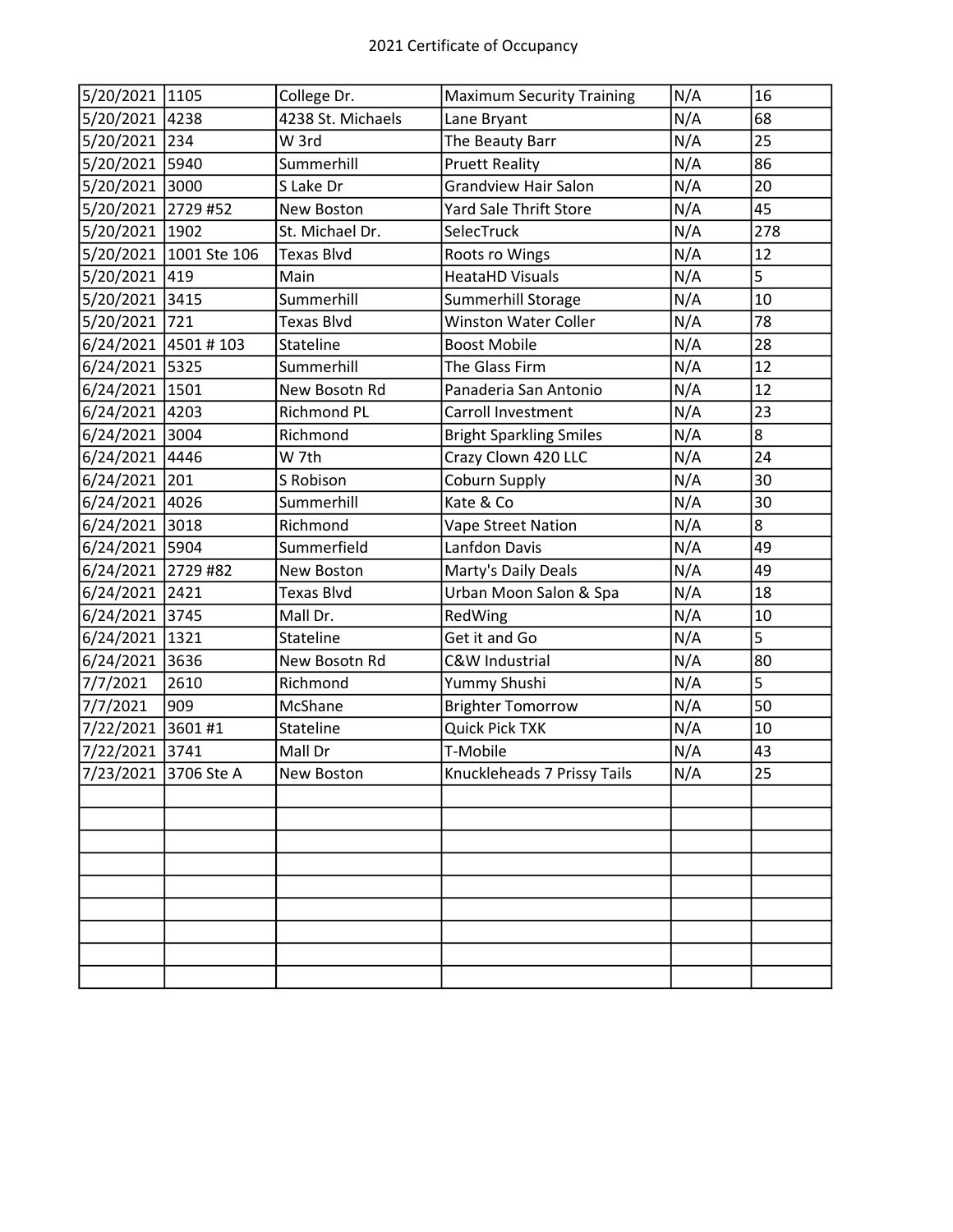| | | | | | |
|---|---|---|---|---|---|
| 5/20/2021 | 1105 | College Dr. | Maximum Security Training | N/A | 16 |
| 5/20/2021 | 4238 | 4238 St. Michaels | Lane Bryant | N/A | 68 |
| 5/20/2021 | 234 | W 3rd | The Beauty Barr | N/A | 25 |
| 5/20/2021 | 5940 | Summerhill | Pruett Reality | N/A | 86 |
| 5/20/2021 | 3000 | S Lake Dr | Grandview Hair Salon | N/A | 20 |
| 5/20/2021 | 2729 #52 | New Boston | Yard Sale Thrift Store | N/A | 45 |
| 5/20/2021 | 1902 | St. Michael Dr. | SelecTruck | N/A | 278 |
| 5/20/2021 | 1001 Ste 106 | Texas Blvd | Roots ro Wings | N/A | 12 |
| 5/20/2021 | 419 | Main | HeataHD Visuals | N/A | 5 |
| 5/20/2021 | 3415 | Summerhill | Summerhill Storage | N/A | 10 |
| 5/20/2021 | 721 | Texas Blvd | Winston Water Coller | N/A | 78 |
| 6/24/2021 | 4501 # 103 | Stateline | Boost Mobile | N/A | 28 |
| 6/24/2021 | 5325 | Summerhill | The Glass Firm | N/A | 12 |
| 6/24/2021 | 1501 | New Bosotn Rd | Panaderia San Antonio | N/A | 12 |
| 6/24/2021 | 4203 | Richmond PL | Carroll Investment | N/A | 23 |
| 6/24/2021 | 3004 | Richmond | Bright Sparkling Smiles | N/A | 8 |
| 6/24/2021 | 4446 | W 7th | Crazy Clown 420 LLC | N/A | 24 |
| 6/24/2021 | 201 | S Robison | Coburn Supply | N/A | 30 |
| 6/24/2021 | 4026 | Summerhill | Kate & Co | N/A | 30 |
| 6/24/2021 | 3018 | Richmond | Vape Street Nation | N/A | 8 |
| 6/24/2021 | 5904 | Summerfield | Lanfdon Davis | N/A | 49 |
| 6/24/2021 | 2729 #82 | New Boston | Marty's Daily Deals | N/A | 49 |
| 6/24/2021 | 2421 | Texas Blvd | Urban Moon Salon & Spa | N/A | 18 |
| 6/24/2021 | 3745 | Mall Dr. | RedWing | N/A | 10 |
| 6/24/2021 | 1321 | Stateline | Get it and Go | N/A | 5 |
| 6/24/2021 | 3636 | New Bosotn Rd | C&W Industrial | N/A | 80 |
| 7/7/2021 | 2610 | Richmond | Yummy Shushi | N/A | 5 |
| 7/7/2021 | 909 | McShane | Brighter Tomorrow | N/A | 50 |
| 7/22/2021 | 3601 #1 | Stateline | Quick Pick TXK | N/A | 10 |
| 7/22/2021 | 3741 | Mall Dr | T-Mobile | N/A | 43 |
| 7/23/2021 | 3706 Ste A | New Boston | Knuckleheads 7 Prissy Tails | N/A | 25 |